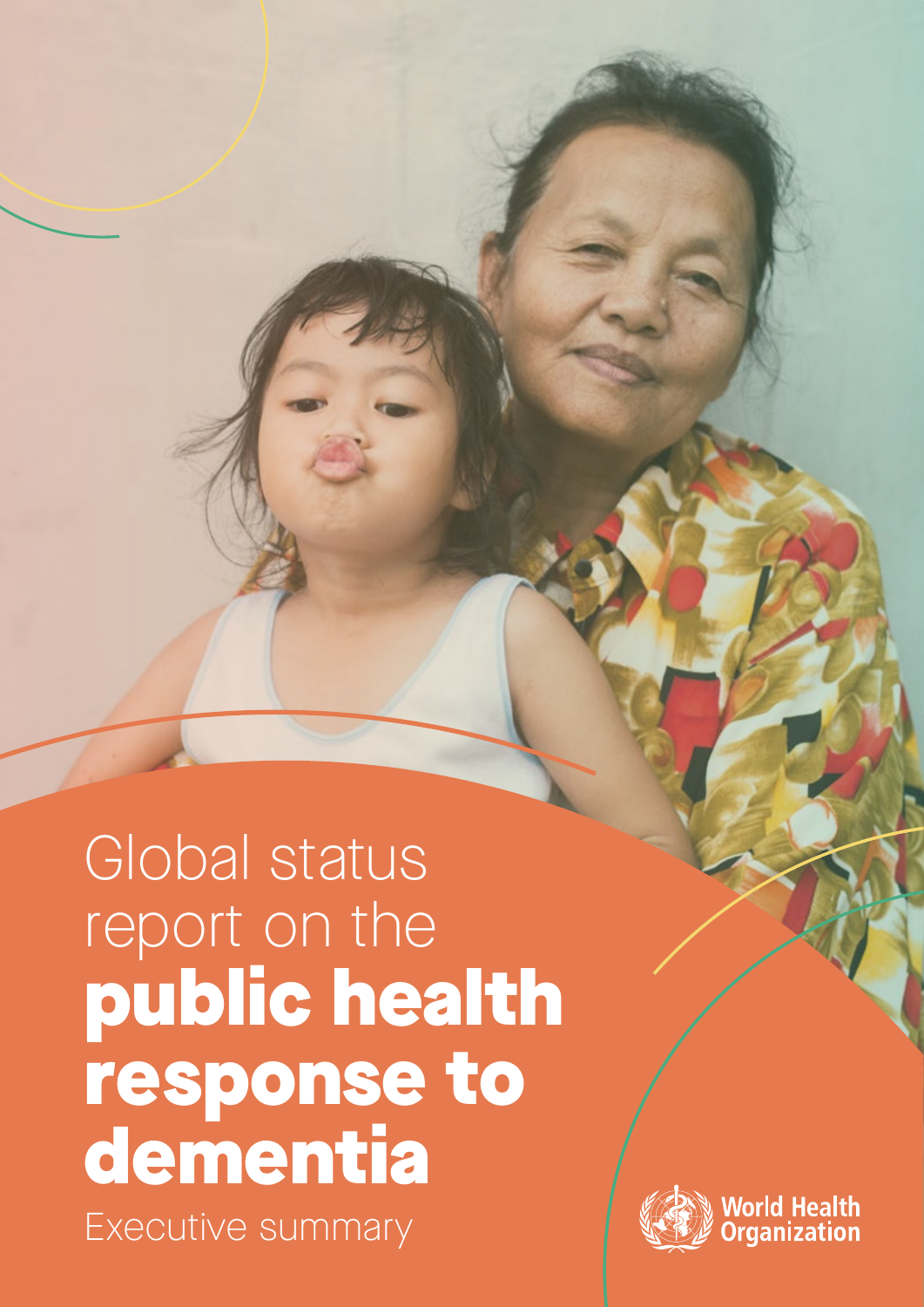# Global status report on the **public health response to dementia**

Executive summary

World Health Organization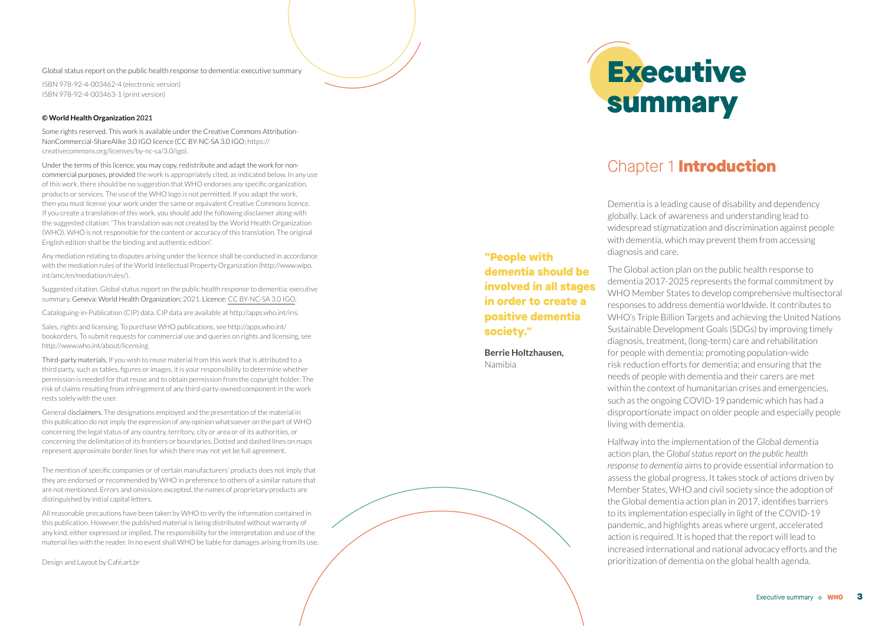Global status report on the public health response to dementia: executive summary

ISBN 978-92-4-003462-4 (electronic version)
ISBN 978-92-4-003463-1 (print version)

**© World Health Organization 2021**

Some rights reserved. This work is available under the Creative Commons Attribution-NonCommercial-ShareAlike 3.0 IGO licence (CC BY-NC-SA 3.0 IGO; https://creativecommons.org/licenses/by-nc-sa/3.0/igo).

Under the terms of this licence, you may copy, redistribute and adapt the work for non-commercial purposes, provided the work is appropriately cited, as indicated below. In any use of this work, there should be no suggestion that WHO endorses any specific organization, products or services. The use of the WHO logo is not permitted. If you adapt the work, then you must license your work under the same or equivalent Creative Commons licence. If you create a translation of this work, you should add the following disclaimer along with the suggested citation: "This translation was not created by the World Health Organization (WHO). WHO is not responsible for the content or accuracy of this translation. The original English edition shall be the binding and authentic edition".

Any mediation relating to disputes arising under the licence shall be conducted in accordance with the mediation rules of the World Intellectual Property Organization (http://www.wipo.int/amc/en/mediation/rules/).

Suggested citation. Global status report on the public health response to dementia: executive summary. Geneva: World Health Organization; 2021. Licence: CC BY-NC-SA 3.0 IGO.

Cataloguing-in-Publication (CIP) data. CIP data are available at http://apps.who.int/iris.

Sales, rights and licensing. To purchase WHO publications, see http://apps.who.int/bookorders. To submit requests for commercial use and queries on rights and licensing, see http://www.who.int/about/licensing.

Third-party materials. If you wish to reuse material from this work that is attributed to a third party, such as tables, figures or images, it is your responsibility to determine whether permission is needed for that reuse and to obtain permission from the copyright holder. The risk of claims resulting from infringement of any third-party-owned component in the work rests solely with the user.

General disclaimers. The designations employed and the presentation of the material in this publication do not imply the expression of any opinion whatsoever on the part of WHO concerning the legal status of any country, territory, city or area or of its authorities, or concerning the delimitation of its frontiers or boundaries. Dotted and dashed lines on maps represent approximate border lines for which there may not yet be full agreement.

The mention of specific companies or of certain manufacturers' products does not imply that they are endorsed or recommended by WHO in preference to others of a similar nature that are not mentioned. Errors and omissions excepted, the names of proprietary products are distinguished by initial capital letters.

All reasonable precautions have been taken by WHO to verify the information contained in this publication. However, the published material is being distributed without warranty of any kind, either expressed or implied. The responsibility for the interpretation and use of the material lies with the reader. In no event shall WHO be liable for damages arising from its use.

Design and Layout by Café.art.br

# Executive summary

## Chapter 1 **Introduction**

**"People with dementia should be involved in all stages in order to create a positive dementia society."**

**Berrie Holtzhausen,**
Namibia

Dementia is a leading cause of disability and dependency globally. Lack of awareness and understanding lead to widespread stigmatization and discrimination against people with dementia, which may prevent them from accessing diagnosis and care.

The Global action plan on the public health response to dementia 2017-2025 represents the formal commitment by WHO Member States to develop comprehensive multisectoral responses to address dementia worldwide. It contributes to WHO's Triple Billion Targets and achieving the United Nations Sustainable Development Goals (SDGs) by improving timely diagnosis, treatment, (long-term) care and rehabilitation for people with dementia; promoting population-wide risk reduction efforts for dementia; and ensuring that the needs of people with dementia and their carers are met within the context of humanitarian crises and emergencies, such as the ongoing COVID-19 pandemic which has had a disproportionate impact on older people and especially people living with dementia.

Halfway into the implementation of the Global dementia action plan, the *Global status report on the public health response to dementia* aims to provide essential information to assess the global progress. It takes stock of actions driven by Member States, WHO and civil society since the adoption of the Global dementia action plan in 2017, identifies barriers to its implementation especially in light of the COVID-19 pandemic, and highlights areas where urgent, accelerated action is required. It is hoped that the report will lead to increased international and national advocacy efforts and the prioritization of dementia on the global health agenda.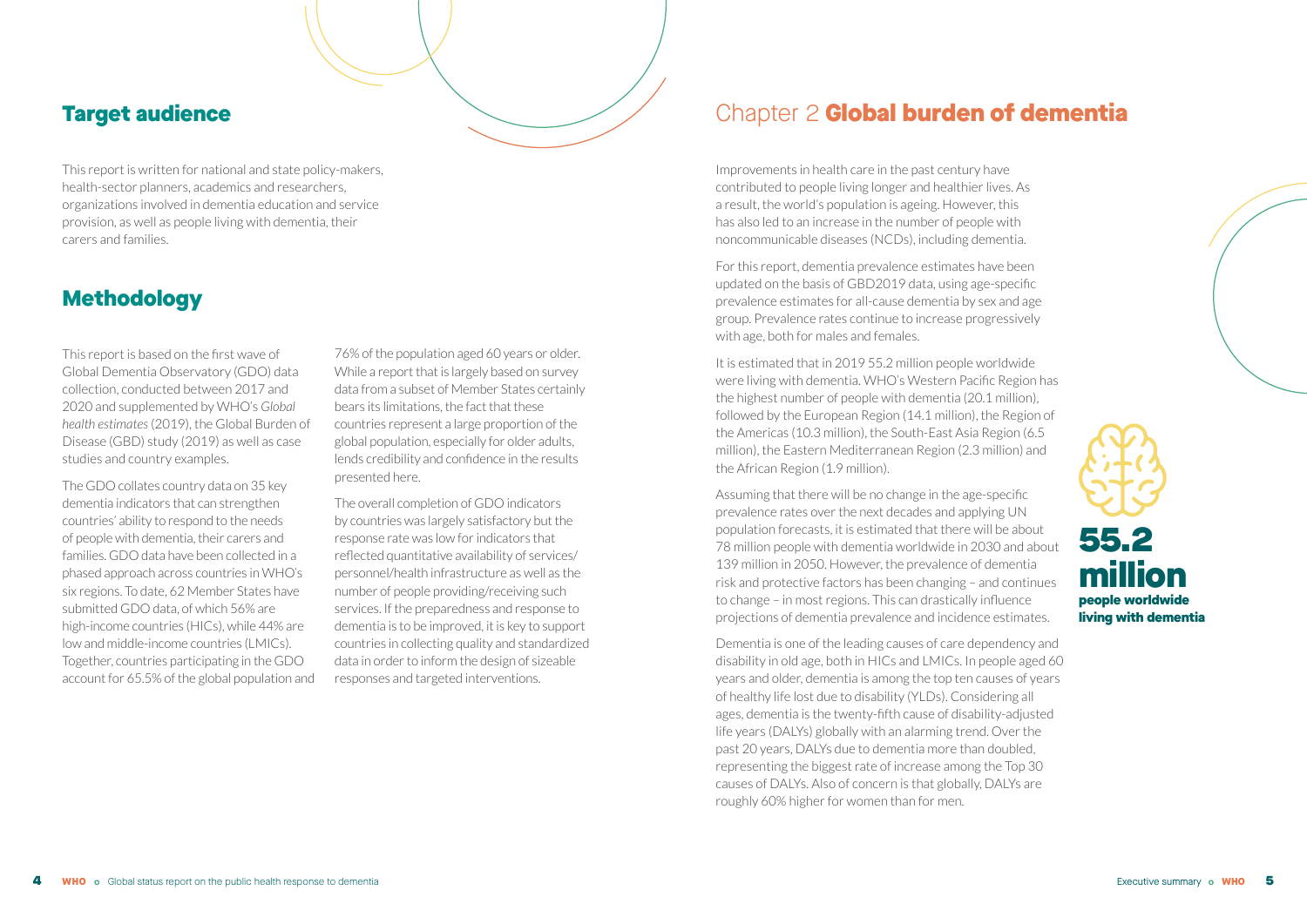## Target audience

This report is written for national and state policy-makers, health-sector planners, academics and researchers, organizations involved in dementia education and service provision, as well as people living with dementia, their carers and families.

## Methodology

This report is based on the first wave of Global Dementia Observatory (GDO) data collection, conducted between 2017 and 2020 and supplemented by WHO's *Global health estimates* (2019), the Global Burden of Disease (GBD) study (2019) as well as case studies and country examples.

The GDO collates country data on 35 key dementia indicators that can strengthen countries' ability to respond to the needs of people with dementia, their carers and families. GDO data have been collected in a phased approach across countries in WHO's six regions. To date, 62 Member States have submitted GDO data, of which 56% are high-income countries (HICs), while 44% are low and middle-income countries (LMICs). Together, countries participating in the GDO account for 65.5% of the global population and 76% of the population aged 60 years or older. While a report that is largely based on survey data from a subset of Member States certainly bears its limitations, the fact that these countries represent a large proportion of the global population, especially for older adults, lends credibility and confidence in the results presented here.

The overall completion of GDO indicators by countries was largely satisfactory but the response rate was low for indicators that reflected quantitative availability of services/personnel/health infrastructure as well as the number of people providing/receiving such services. If the preparedness and response to dementia is to be improved, it is key to support countries in collecting quality and standardized data in order to inform the design of sizeable responses and targeted interventions.

# Chapter 2 **Global burden of dementia**

Improvements in health care in the past century have contributed to people living longer and healthier lives. As a result, the world's population is ageing. However, this has also led to an increase in the number of people with noncommunicable diseases (NCDs), including dementia.

For this report, dementia prevalence estimates have been updated on the basis of GBD2019 data, using age-specific prevalence estimates for all-cause dementia by sex and age group. Prevalence rates continue to increase progressively with age, both for males and females.

It is estimated that in 2019 55.2 million people worldwide were living with dementia. WHO's Western Pacific Region has the highest number of people with dementia (20.1 million), followed by the European Region (14.1 million), the Region of the Americas (10.3 million), the South-East Asia Region (6.5 million), the Eastern Mediterranean Region (2.3 million) and the African Region (1.9 million).

**55.2 million**
**people worldwide living with dementia**

Assuming that there will be no change in the age-specific prevalence rates over the next decades and applying UN population forecasts, it is estimated that there will be about 78 million people with dementia worldwide in 2030 and about 139 million in 2050. However, the prevalence of dementia risk and protective factors has been changing – and continues to change – in most regions. This can drastically influence projections of dementia prevalence and incidence estimates.

Dementia is one of the leading causes of care dependency and disability in old age, both in HICs and LMICs. In people aged 60 years and older, dementia is among the top ten causes of years of healthy life lost due to disability (YLDs). Considering all ages, dementia is the twenty-fifth cause of disability-adjusted life years (DALYs) globally with an alarming trend. Over the past 20 years, DALYs due to dementia more than doubled, representing the biggest rate of increase among the Top 30 causes of DALYs. Also of concern is that globally, DALYs are roughly 60% higher for women than for men.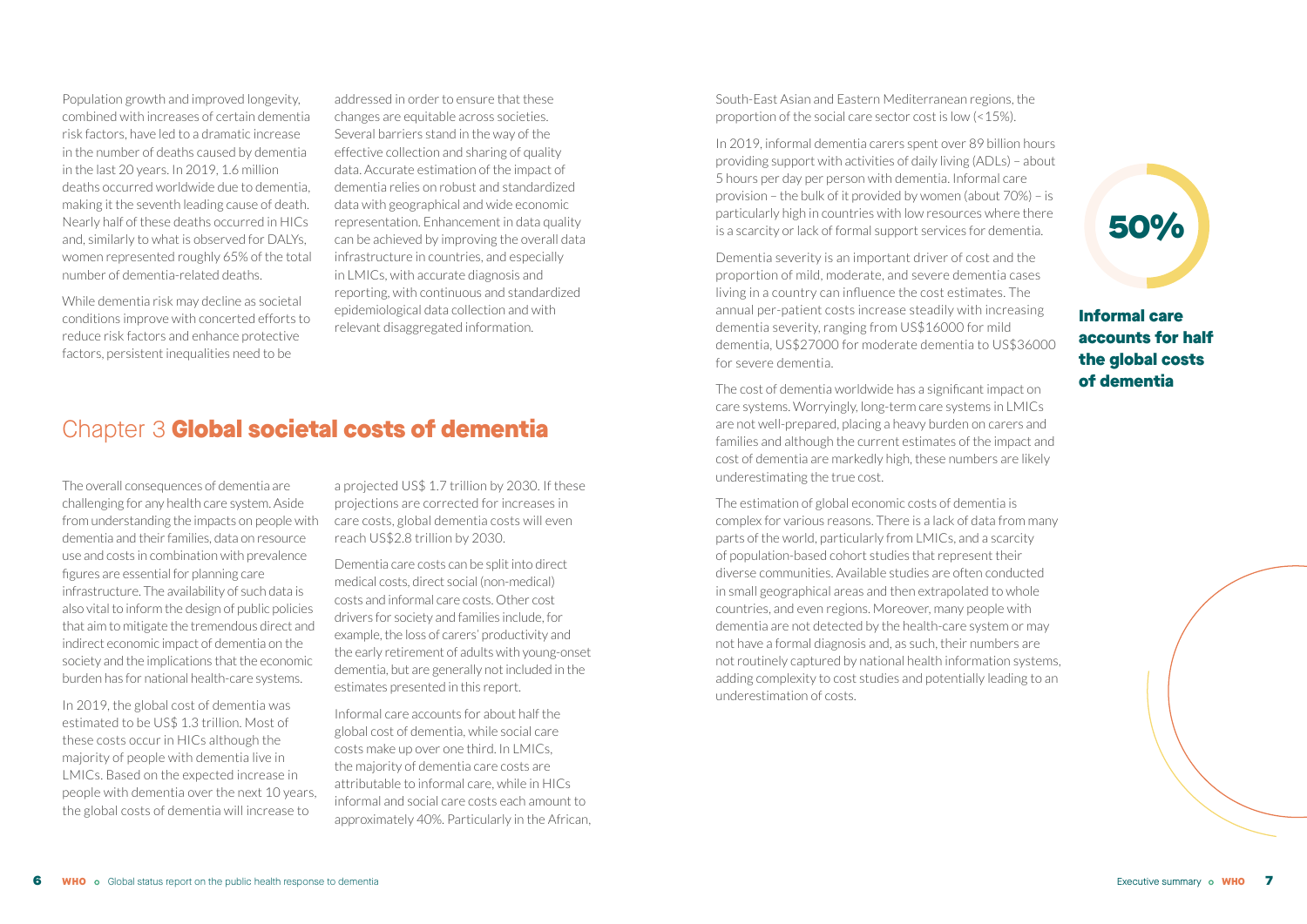Population growth and improved longevity, combined with increases of certain dementia risk factors, have led to a dramatic increase in the number of deaths caused by dementia in the last 20 years. In 2019, 1.6 million deaths occurred worldwide due to dementia, making it the seventh leading cause of death. Nearly half of these deaths occurred in HICs and, similarly to what is observed for DALYs, women represented roughly 65% of the total number of dementia-related deaths.

While dementia risk may decline as societal conditions improve with concerted efforts to reduce risk factors and enhance protective factors, persistent inequalities need to be addressed in order to ensure that these changes are equitable across societies. Several barriers stand in the way of the effective collection and sharing of quality data. Accurate estimation of the impact of dementia relies on robust and standardized data with geographical and wide economic representation. Enhancement in data quality can be achieved by improving the overall data infrastructure in countries, and especially in LMICs, with accurate diagnosis and reporting, with continuous and standardized epidemiological data collection and with relevant disaggregated information.

## Chapter 3 **Global societal costs of dementia**

The overall consequences of dementia are challenging for any health care system. Aside from understanding the impacts on people with dementia and their families, data on resource use and costs in combination with prevalence figures are essential for planning care infrastructure. The availability of such data is also vital to inform the design of public policies that aim to mitigate the tremendous direct and indirect economic impact of dementia on the society and the implications that the economic burden has for national health-care systems.

In 2019, the global cost of dementia was estimated to be US$ 1.3 trillion. Most of these costs occur in HICs although the majority of people with dementia live in LMICs. Based on the expected increase in people with dementia over the next 10 years, the global costs of dementia will increase to a projected US$ 1.7 trillion by 2030. If these projections are corrected for increases in care costs, global dementia costs will even reach US$2.8 trillion by 2030.

Dementia care costs can be split into direct medical costs, direct social (non-medical) costs and informal care costs. Other cost drivers for society and families include, for example, the loss of carers' productivity and the early retirement of adults with young-onset dementia, but are generally not included in the estimates presented in this report.

Informal care accounts for about half the global cost of dementia, while social care costs make up over one third. In LMICs, the majority of dementia care costs are attributable to informal care, while in HICs informal and social care costs each amount to approximately 40%. Particularly in the African, South-East Asian and Eastern Mediterranean regions, the proportion of the social care sector cost is low (<15%).

In 2019, informal dementia carers spent over 89 billion hours providing support with activities of daily living (ADLs) – about 5 hours per day per person with dementia. Informal care provision – the bulk of it provided by women (about 70%) – is particularly high in countries with low resources where there is a scarcity or lack of formal support services for dementia.

Dementia severity is an important driver of cost and the proportion of mild, moderate, and severe dementia cases living in a country can influence the cost estimates. The annual per-patient costs increase steadily with increasing dementia severity, ranging from US$16000 for mild dementia, US$27000 for moderate dementia to US$36000 for severe dementia.

The cost of dementia worldwide has a significant impact on care systems. Worryingly, long-term care systems in LMICs are not well-prepared, placing a heavy burden on carers and families and although the current estimates of the impact and cost of dementia are markedly high, these numbers are likely underestimating the true cost.

The estimation of global economic costs of dementia is complex for various reasons. There is a lack of data from many parts of the world, particularly from LMICs, and a scarcity of population-based cohort studies that represent their diverse communities. Available studies are often conducted in small geographical areas and then extrapolated to whole countries, and even regions. Moreover, many people with dementia are not detected by the health-care system or may not have a formal diagnosis and, as such, their numbers are not routinely captured by national health information systems, adding complexity to cost studies and potentially leading to an underestimation of costs.

**50%**

**Informal care accounts for half the global costs of dementia**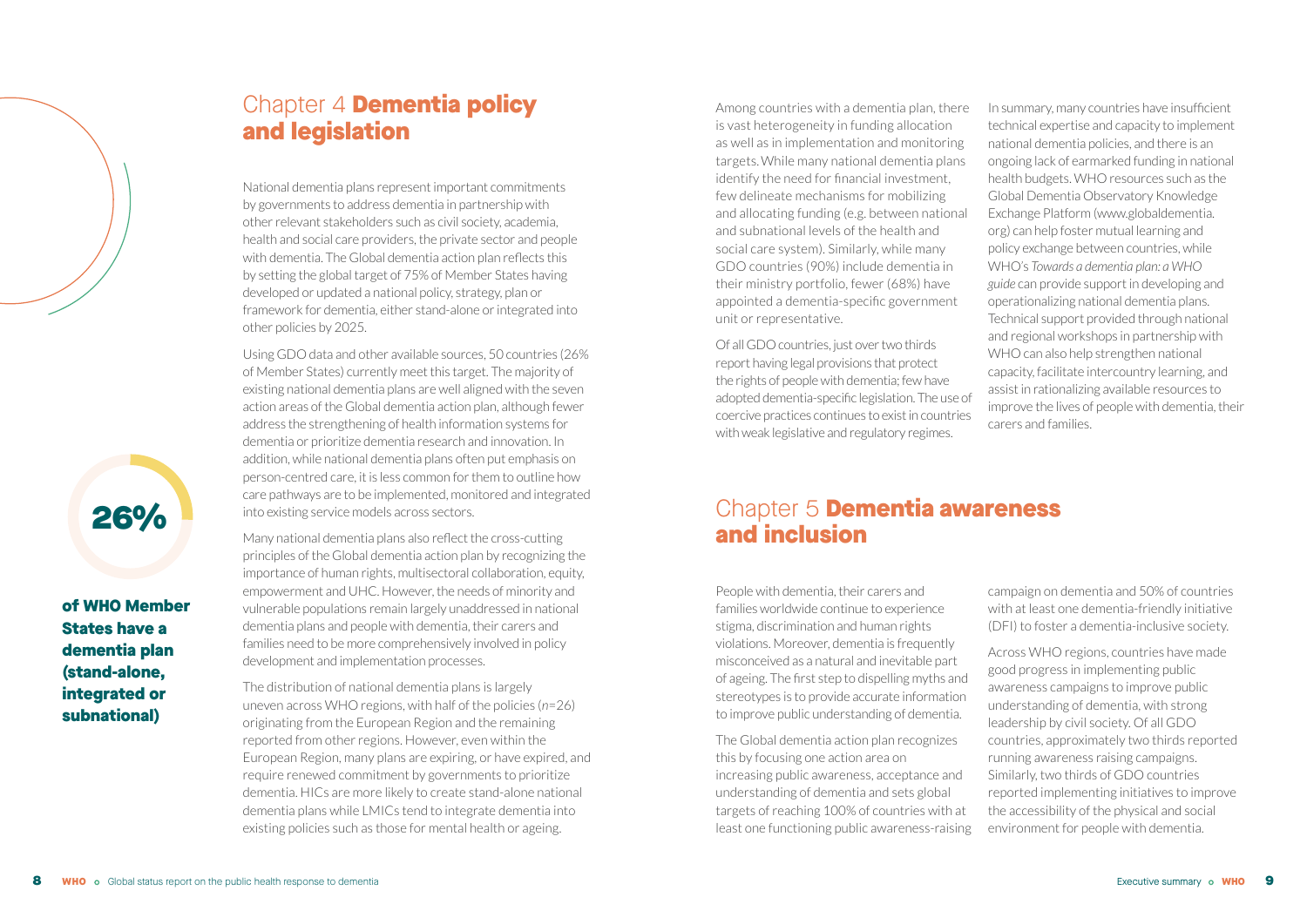## Chapter 4 **Dementia policy and legislation**

National dementia plans represent important commitments by governments to address dementia in partnership with other relevant stakeholders such as civil society, academia, health and social care providers, the private sector and people with dementia. The Global dementia action plan reflects this by setting the global target of 75% of Member States having developed or updated a national policy, strategy, plan or framework for dementia, either stand-alone or integrated into other policies by 2025.

Using GDO data and other available sources, 50 countries (26% of Member States) currently meet this target. The majority of existing national dementia plans are well aligned with the seven action areas of the Global dementia action plan, although fewer address the strengthening of health information systems for dementia or prioritize dementia research and innovation. In addition, while national dementia plans often put emphasis on person-centred care, it is less common for them to outline how care pathways are to be implemented, monitored and integrated into existing service models across sectors.

**26%**

**of WHO Member States have a dementia plan (stand-alone, integrated or subnational)**

Many national dementia plans also reflect the cross-cutting principles of the Global dementia action plan by recognizing the importance of human rights, multisectoral collaboration, equity, empowerment and UHC. However, the needs of minority and vulnerable populations remain largely unaddressed in national dementia plans and people with dementia, their carers and families need to be more comprehensively involved in policy development and implementation processes.

The distribution of national dementia plans is largely uneven across WHO regions, with half of the policies (*n*=26) originating from the European Region and the remaining reported from other regions. However, even within the European Region, many plans are expiring, or have expired, and require renewed commitment by governments to prioritize dementia. HICs are more likely to create stand-alone national dementia plans while LMICs tend to integrate dementia into existing policies such as those for mental health or ageing.

Among countries with a dementia plan, there is vast heterogeneity in funding allocation as well as in implementation and monitoring targets. While many national dementia plans identify the need for financial investment, few delineate mechanisms for mobilizing and allocating funding (e.g. between national and subnational levels of the health and social care system). Similarly, while many GDO countries (90%) include dementia in their ministry portfolio, fewer (68%) have appointed a dementia-specific government unit or representative.

Of all GDO countries, just over two thirds report having legal provisions that protect the rights of people with dementia; few have adopted dementia-specific legislation. The use of coercive practices continues to exist in countries with weak legislative and regulatory regimes.

In summary, many countries have insufficient technical expertise and capacity to implement national dementia policies, and there is an ongoing lack of earmarked funding in national health budgets. WHO resources such as the Global Dementia Observatory Knowledge Exchange Platform (www.globaldementia.org) can help foster mutual learning and policy exchange between countries, while WHO's *Towards a dementia plan: a WHO guide* can provide support in developing and operationalizing national dementia plans. Technical support provided through national and regional workshops in partnership with WHO can also help strengthen national capacity, facilitate intercountry learning, and assist in rationalizing available resources to improve the lives of people with dementia, their carers and families.

## Chapter 5 **Dementia awareness and inclusion**

People with dementia, their carers and families worldwide continue to experience stigma, discrimination and human rights violations. Moreover, dementia is frequently misconceived as a natural and inevitable part of ageing. The first step to dispelling myths and stereotypes is to provide accurate information to improve public understanding of dementia.

The Global dementia action plan recognizes this by focusing one action area on increasing public awareness, acceptance and understanding of dementia and sets global targets of reaching 100% of countries with at least one functioning public awareness-raising campaign on dementia and 50% of countries with at least one dementia-friendly initiative (DFI) to foster a dementia-inclusive society.

Across WHO regions, countries have made good progress in implementing public awareness campaigns to improve public understanding of dementia, with strong leadership by civil society. Of all GDO countries, approximately two thirds reported running awareness raising campaigns. Similarly, two thirds of GDO countries reported implementing initiatives to improve the accessibility of the physical and social environment for people with dementia.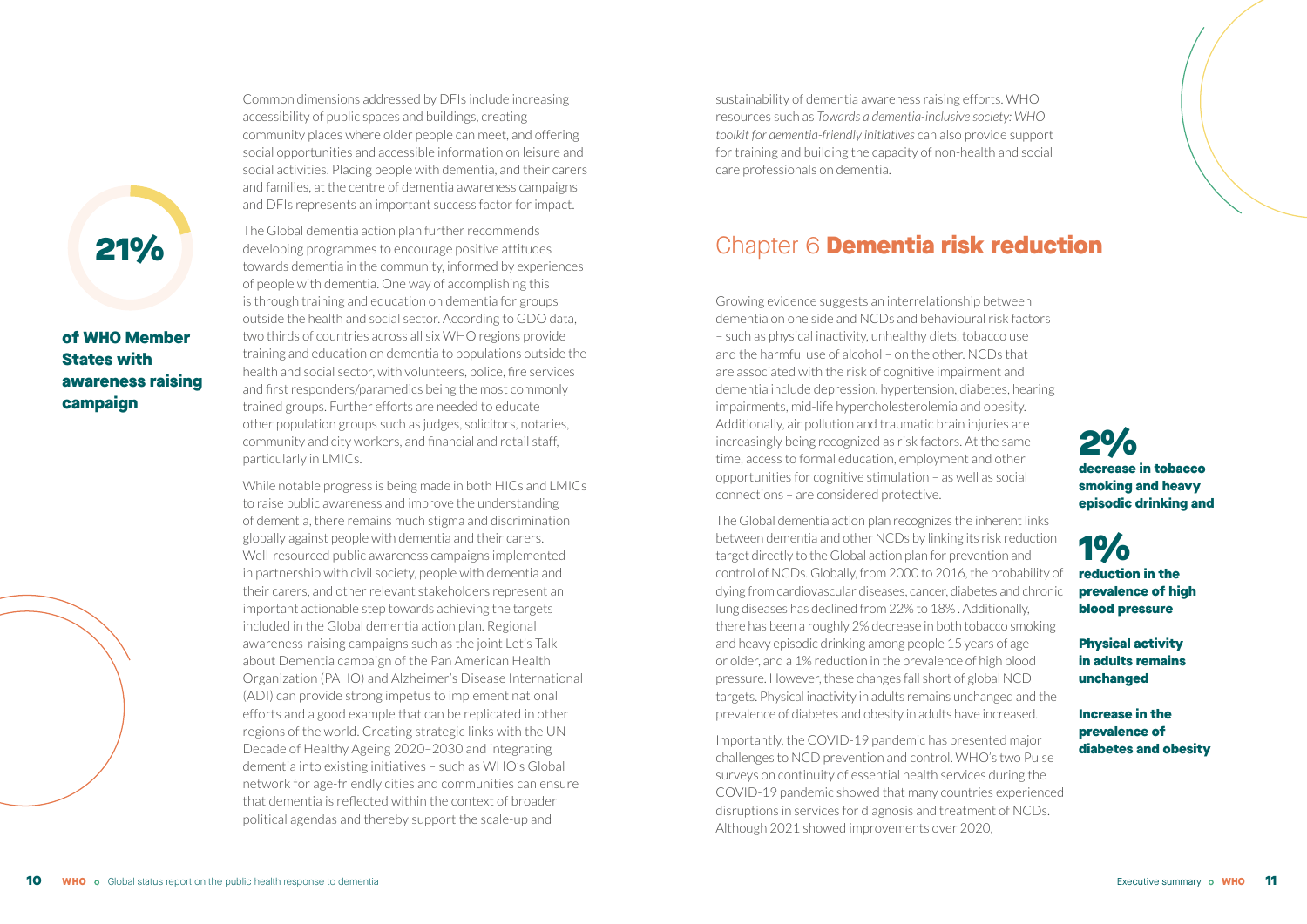**21%**

**of WHO Member States with awareness raising campaign**

Common dimensions addressed by DFIs include increasing accessibility of public spaces and buildings, creating community places where older people can meet, and offering social opportunities and accessible information on leisure and social activities. Placing people with dementia, and their carers and families, at the centre of dementia awareness campaigns and DFIs represents an important success factor for impact.

The Global dementia action plan further recommends developing programmes to encourage positive attitudes towards dementia in the community, informed by experiences of people with dementia. One way of accomplishing this is through training and education on dementia for groups outside the health and social sector. According to GDO data, two thirds of countries across all six WHO regions provide training and education on dementia to populations outside the health and social sector, with volunteers, police, fire services and first responders/paramedics being the most commonly trained groups. Further efforts are needed to educate other population groups such as judges, solicitors, notaries, community and city workers, and financial and retail staff, particularly in LMICs.

While notable progress is being made in both HICs and LMICs to raise public awareness and improve the understanding of dementia, there remains much stigma and discrimination globally against people with dementia and their carers. Well-resourced public awareness campaigns implemented in partnership with civil society, people with dementia and their carers, and other relevant stakeholders represent an important actionable step towards achieving the targets included in the Global dementia action plan. Regional awareness-raising campaigns such as the joint Let's Talk about Dementia campaign of the Pan American Health Organization (PAHO) and Alzheimer's Disease International (ADI) can provide strong impetus to implement national efforts and a good example that can be replicated in other regions of the world. Creating strategic links with the UN Decade of Healthy Ageing 2020–2030 and integrating dementia into existing initiatives – such as WHO's Global network for age-friendly cities and communities can ensure that dementia is reflected within the context of broader political agendas and thereby support the scale-up and sustainability of dementia awareness raising efforts. WHO resources such as *Towards a dementia-inclusive society: WHO toolkit for dementia-friendly initiatives* can also provide support for training and building the capacity of non-health and social care professionals on dementia.

# Chapter 6 **Dementia risk reduction**

Growing evidence suggests an interrelationship between dementia on one side and NCDs and behavioural risk factors – such as physical inactivity, unhealthy diets, tobacco use and the harmful use of alcohol – on the other. NCDs that are associated with the risk of cognitive impairment and dementia include depression, hypertension, diabetes, hearing impairments, mid-life hypercholesterolemia and obesity. Additionally, air pollution and traumatic brain injuries are increasingly being recognized as risk factors. At the same time, access to formal education, employment and other opportunities for cognitive stimulation – as well as social connections – are considered protective.

The Global dementia action plan recognizes the inherent links between dementia and other NCDs by linking its risk reduction target directly to the Global action plan for prevention and control of NCDs. Globally, from 2000 to 2016, the probability of dying from cardiovascular diseases, cancer, diabetes and chronic lung diseases has declined from 22% to 18% . Additionally, there has been a roughly 2% decrease in both tobacco smoking and heavy episodic drinking among people 15 years of age or older, and a 1% reduction in the prevalence of high blood pressure. However, these changes fall short of global NCD targets. Physical inactivity in adults remains unchanged and the prevalence of diabetes and obesity in adults have increased.

Importantly, the COVID-19 pandemic has presented major challenges to NCD prevention and control. WHO's two Pulse surveys on continuity of essential health services during the COVID-19 pandemic showed that many countries experienced disruptions in services for diagnosis and treatment of NCDs. Although 2021 showed improvements over 2020,

**2%**
**decrease in tobacco smoking and heavy episodic drinking and**

**1%**
**reduction in the prevalence of high blood pressure**

**Physical activity in adults remains unchanged**

**Increase in the prevalence of diabetes and obesity**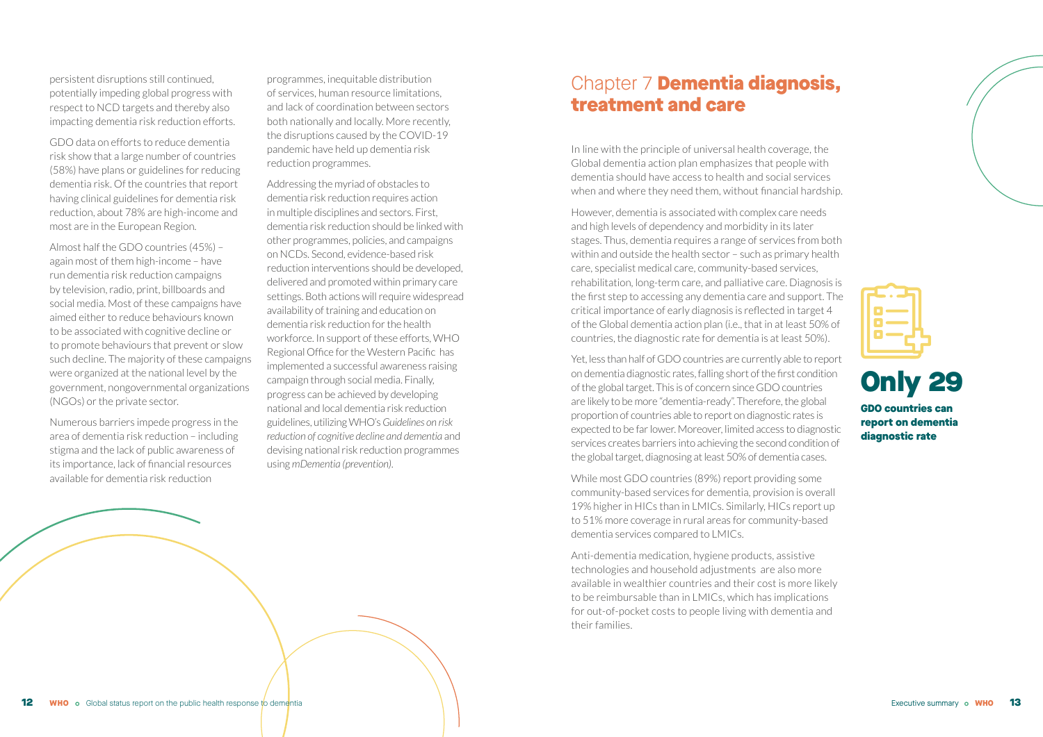persistent disruptions still continued, potentially impeding global progress with respect to NCD targets and thereby also impacting dementia risk reduction efforts.

GDO data on efforts to reduce dementia risk show that a large number of countries (58%) have plans or guidelines for reducing dementia risk. Of the countries that report having clinical guidelines for dementia risk reduction, about 78% are high-income and most are in the European Region.

Almost half the GDO countries (45%) – again most of them high-income – have run dementia risk reduction campaigns by television, radio, print, billboards and social media. Most of these campaigns have aimed either to reduce behaviours known to be associated with cognitive decline or to promote behaviours that prevent or slow such decline. The majority of these campaigns were organized at the national level by the government, nongovernmental organizations (NGOs) or the private sector.

Numerous barriers impede progress in the area of dementia risk reduction – including stigma and the lack of public awareness of its importance, lack of financial resources available for dementia risk reduction programmes, inequitable distribution of services, human resource limitations, and lack of coordination between sectors both nationally and locally. More recently, the disruptions caused by the COVID-19 pandemic have held up dementia risk reduction programmes.

Addressing the myriad of obstacles to dementia risk reduction requires action in multiple disciplines and sectors. First, dementia risk reduction should be linked with other programmes, policies, and campaigns on NCDs. Second, evidence-based risk reduction interventions should be developed, delivered and promoted within primary care settings. Both actions will require widespread availability of training and education on dementia risk reduction for the health workforce. In support of these efforts, WHO Regional Office for the Western Pacific has implemented a successful awareness raising campaign through social media. Finally, progress can be achieved by developing national and local dementia risk reduction guidelines, utilizing WHO's *Guidelines on risk reduction of cognitive decline and dementia* and devising national risk reduction programmes using *mDementia (prevention)*.

# Chapter 7 **Dementia diagnosis, treatment and care**

In line with the principle of universal health coverage, the Global dementia action plan emphasizes that people with dementia should have access to health and social services when and where they need them, without financial hardship.

However, dementia is associated with complex care needs and high levels of dependency and morbidity in its later stages. Thus, dementia requires a range of services from both within and outside the health sector – such as primary health care, specialist medical care, community-based services, rehabilitation, long-term care, and palliative care. Diagnosis is the first step to accessing any dementia care and support. The critical importance of early diagnosis is reflected in target 4 of the Global dementia action plan (i.e., that in at least 50% of countries, the diagnostic rate for dementia is at least 50%).

Yet, less than half of GDO countries are currently able to report on dementia diagnostic rates, falling short of the first condition of the global target. This is of concern since GDO countries are likely to be more "dementia-ready". Therefore, the global proportion of countries able to report on diagnostic rates is expected to be far lower. Moreover, limited access to diagnostic services creates barriers into achieving the second condition of the global target, diagnosing at least 50% of dementia cases.

**Only 29**

**GDO countries can report on dementia diagnostic rate**

While most GDO countries (89%) report providing some community-based services for dementia, provision is overall 19% higher in HICs than in LMICs. Similarly, HICs report up to 51% more coverage in rural areas for community-based dementia services compared to LMICs.

Anti-dementia medication, hygiene products, assistive technologies and household adjustments are also more available in wealthier countries and their cost is more likely to be reimbursable than in LMICs, which has implications for out-of-pocket costs to people living with dementia and their families.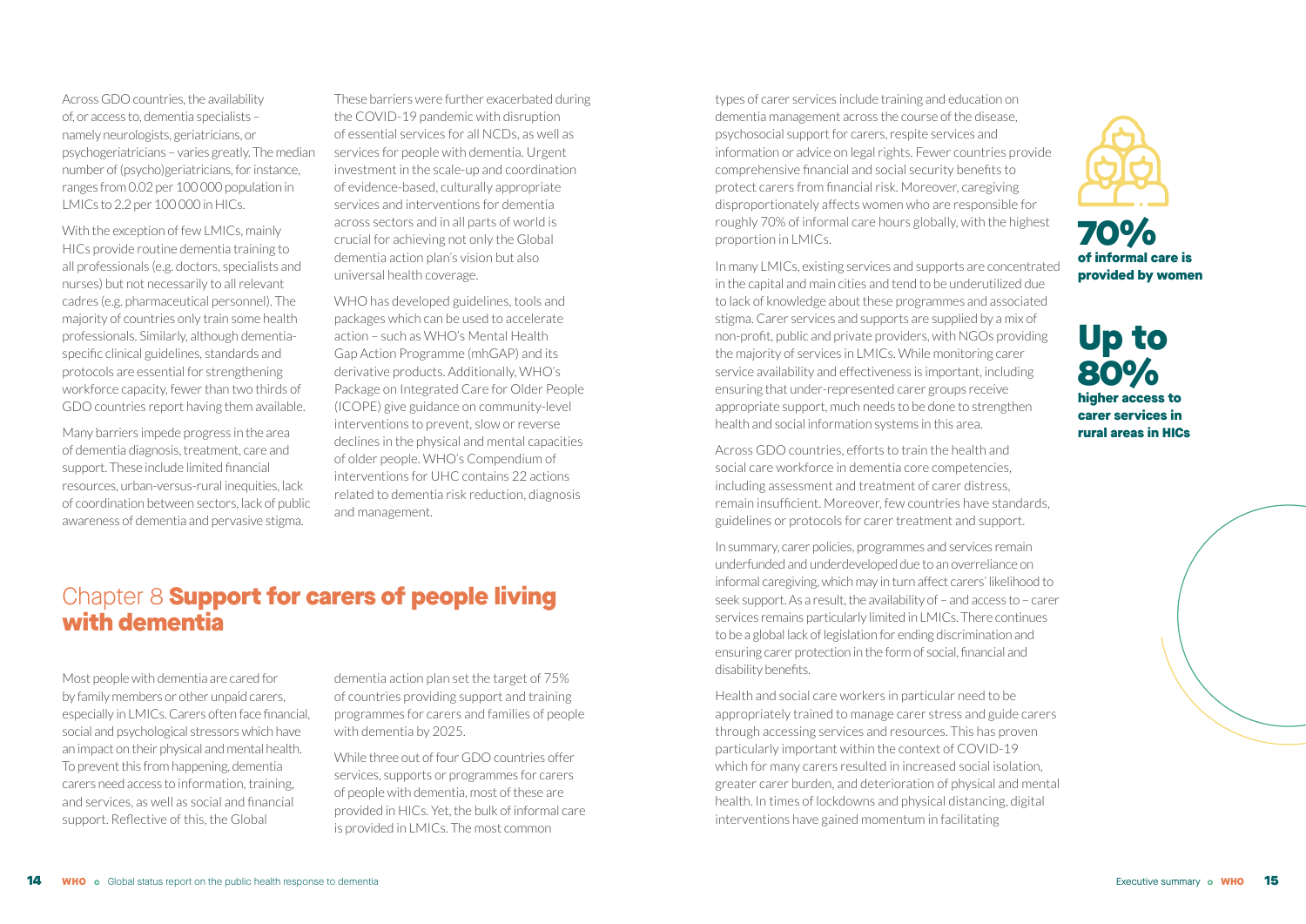Across GDO countries, the availability of, or access to, dementia specialists – namely neurologists, geriatricians, or psychogeriatricians – varies greatly. The median number of (psycho)geriatricians, for instance, ranges from 0.02 per 100 000 population in LMICs to 2.2 per 100 000 in HICs.

With the exception of few LMICs, mainly HICs provide routine dementia training to all professionals (e.g. doctors, specialists and nurses) but not necessarily to all relevant cadres (e.g. pharmaceutical personnel). The majority of countries only train some health professionals. Similarly, although dementia-specific clinical guidelines, standards and protocols are essential for strengthening workforce capacity, fewer than two thirds of GDO countries report having them available.

Many barriers impede progress in the area of dementia diagnosis, treatment, care and support. These include limited financial resources, urban-versus-rural inequities, lack of coordination between sectors, lack of public awareness of dementia and pervasive stigma.

These barriers were further exacerbated during the COVID-19 pandemic with disruption of essential services for all NCDs, as well as services for people with dementia. Urgent investment in the scale-up and coordination of evidence-based, culturally appropriate services and interventions for dementia across sectors and in all parts of world is crucial for achieving not only the Global dementia action plan's vision but also universal health coverage.

WHO has developed guidelines, tools and packages which can be used to accelerate action – such as WHO's Mental Health Gap Action Programme (mhGAP) and its derivative products. Additionally, WHO's Package on Integrated Care for Older People (ICOPE) give guidance on community-level interventions to prevent, slow or reverse declines in the physical and mental capacities of older people. WHO's Compendium of interventions for UHC contains 22 actions related to dementia risk reduction, diagnosis and management.

## Chapter 8 **Support for carers of people living with dementia**

Most people with dementia are cared for by family members or other unpaid carers, especially in LMICs. Carers often face financial, social and psychological stressors which have an impact on their physical and mental health. To prevent this from happening, dementia carers need access to information, training, and services, as well as social and financial support. Reflective of this, the Global dementia action plan set the target of 75% of countries providing support and training programmes for carers and families of people with dementia by 2025.

While three out of four GDO countries offer services, supports or programmes for carers of people with dementia, most of these are provided in HICs. Yet, the bulk of informal care is provided in LMICs. The most common types of carer services include training and education on dementia management across the course of the disease, psychosocial support for carers, respite services and information or advice on legal rights. Fewer countries provide comprehensive financial and social security benefits to protect carers from financial risk. Moreover, caregiving disproportionately affects women who are responsible for roughly 70% of informal care hours globally, with the highest proportion in LMICs.

In many LMICs, existing services and supports are concentrated in the capital and main cities and tend to be underutilized due to lack of knowledge about these programmes and associated stigma. Carer services and supports are supplied by a mix of non-profit, public and private providers, with NGOs providing the majority of services in LMICs. While monitoring carer service availability and effectiveness is important, including ensuring that under-represented carer groups receive appropriate support, much needs to be done to strengthen health and social information systems in this area.

Across GDO countries, efforts to train the health and social care workforce in dementia core competencies, including assessment and treatment of carer distress, remain insufficient. Moreover, few countries have standards, guidelines or protocols for carer treatment and support.

In summary, carer policies, programmes and services remain underfunded and underdeveloped due to an overreliance on informal caregiving, which may in turn affect carers' likelihood to seek support. As a result, the availability of – and access to – carer services remains particularly limited in LMICs. There continues to be a global lack of legislation for ending discrimination and ensuring carer protection in the form of social, financial and disability benefits.

Health and social care workers in particular need to be appropriately trained to manage carer stress and guide carers through accessing services and resources. This has proven particularly important within the context of COVID-19 which for many carers resulted in increased social isolation, greater carer burden, and deterioration of physical and mental health. In times of lockdowns and physical distancing, digital interventions have gained momentum in facilitating

**70%** **of informal care is provided by women**

**Up to 80%** **higher access to carer services in rural areas in HICs**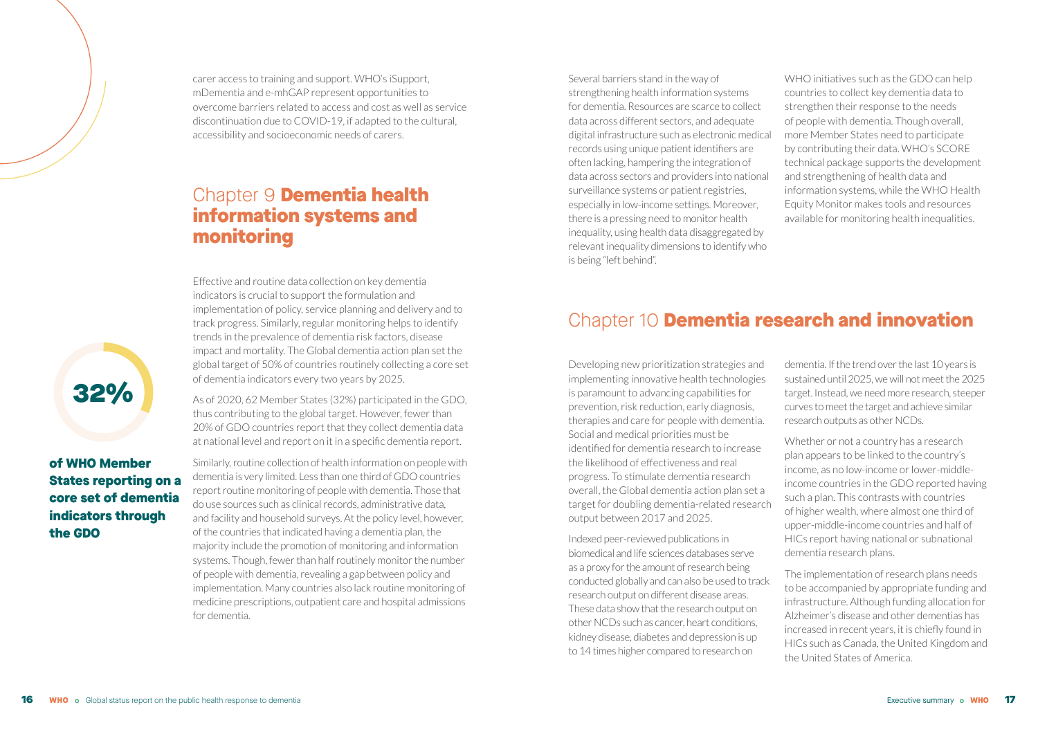carer access to training and support. WHO's iSupport, mDementia and e-mhGAP represent opportunities to overcome barriers related to access and cost as well as service discontinuation due to COVID-19, if adapted to the cultural, accessibility and socioeconomic needs of carers.

## Chapter 9 **Dementia health information systems and monitoring**

**32%**

**of WHO Member States reporting on a core set of dementia indicators through the GDO**

Effective and routine data collection on key dementia indicators is crucial to support the formulation and implementation of policy, service planning and delivery and to track progress. Similarly, regular monitoring helps to identify trends in the prevalence of dementia risk factors, disease impact and mortality. The Global dementia action plan set the global target of 50% of countries routinely collecting a core set of dementia indicators every two years by 2025.

As of 2020, 62 Member States (32%) participated in the GDO, thus contributing to the global target. However, fewer than 20% of GDO countries report that they collect dementia data at national level and report on it in a specific dementia report.

Similarly, routine collection of health information on people with dementia is very limited. Less than one third of GDO countries report routine monitoring of people with dementia. Those that do use sources such as clinical records, administrative data, and facility and household surveys. At the policy level, however, of the countries that indicated having a dementia plan, the majority include the promotion of monitoring and information systems. Though, fewer than half routinely monitor the number of people with dementia, revealing a gap between policy and implementation. Many countries also lack routine monitoring of medicine prescriptions, outpatient care and hospital admissions for dementia.

Several barriers stand in the way of strengthening health information systems for dementia. Resources are scarce to collect data across different sectors, and adequate digital infrastructure such as electronic medical records using unique patient identifiers are often lacking, hampering the integration of data across sectors and providers into national surveillance systems or patient registries, especially in low-income settings. Moreover, there is a pressing need to monitor health inequality, using health data disaggregated by relevant inequality dimensions to identify who is being "left behind".

WHO initiatives such as the GDO can help countries to collect key dementia data to strengthen their response to the needs of people with dementia. Though overall, more Member States need to participate by contributing their data. WHO's SCORE technical package supports the development and strengthening of health data and information systems, while the WHO Health Equity Monitor makes tools and resources available for monitoring health inequalities.

## Chapter 10 **Dementia research and innovation**

Developing new prioritization strategies and implementing innovative health technologies is paramount to advancing capabilities for prevention, risk reduction, early diagnosis, therapies and care for people with dementia. Social and medical priorities must be identified for dementia research to increase the likelihood of effectiveness and real progress. To stimulate dementia research overall, the Global dementia action plan set a target for doubling dementia-related research output between 2017 and 2025.

Indexed peer-reviewed publications in biomedical and life sciences databases serve as a proxy for the amount of research being conducted globally and can also be used to track research output on different disease areas. These data show that the research output on other NCDs such as cancer, heart conditions, kidney disease, diabetes and depression is up to 14 times higher compared to research on dementia. If the trend over the last 10 years is sustained until 2025, we will not meet the 2025 target. Instead, we need more research, steeper curves to meet the target and achieve similar research outputs as other NCDs.

Whether or not a country has a research plan appears to be linked to the country's income, as no low-income or lower-middle-income countries in the GDO reported having such a plan. This contrasts with countries of higher wealth, where almost one third of upper-middle-income countries and half of HICs report having national or subnational dementia research plans.

The implementation of research plans needs to be accompanied by appropriate funding and infrastructure. Although funding allocation for Alzheimer's disease and other dementias has increased in recent years, it is chiefly found in HICs such as Canada, the United Kingdom and the United States of America.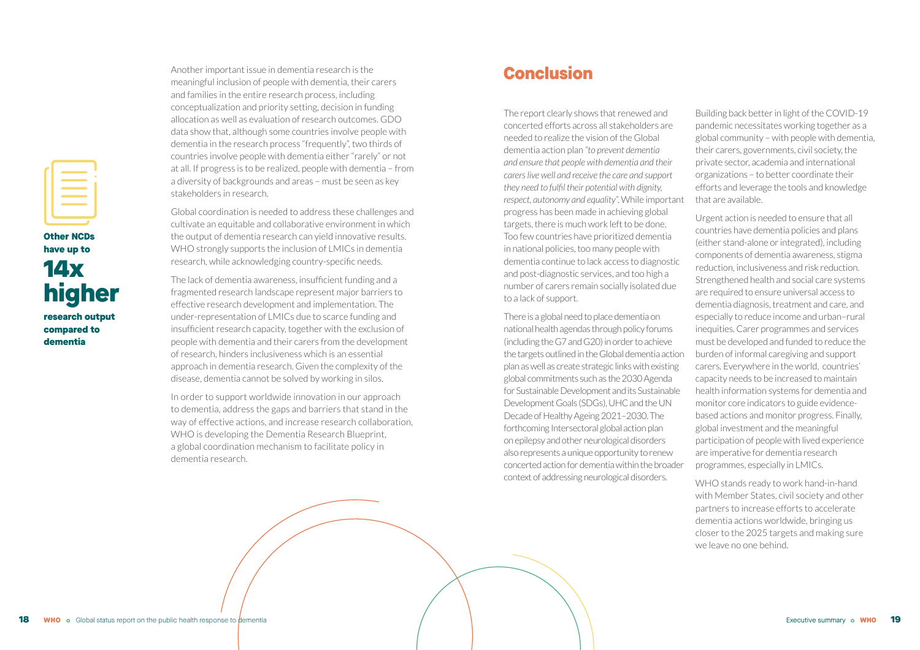Another important issue in dementia research is the meaningful inclusion of people with dementia, their carers and families in the entire research process, including conceptualization and priority setting, decision in funding allocation as well as evaluation of research outcomes. GDO data show that, although some countries involve people with dementia in the research process "frequently", two thirds of countries involve people with dementia either "rarely" or not at all. If progress is to be realized, people with dementia – from a diversity of backgrounds and areas – must be seen as key stakeholders in research.

**Other NCDs have up to 14x higher research output compared to dementia**

Global coordination is needed to address these challenges and cultivate an equitable and collaborative environment in which the output of dementia research can yield innovative results. WHO strongly supports the inclusion of LMICs in dementia research, while acknowledging country-specific needs.

The lack of dementia awareness, insufficient funding and a fragmented research landscape represent major barriers to effective research development and implementation. The under-representation of LMICs due to scarce funding and insufficient research capacity, together with the exclusion of people with dementia and their carers from the development of research, hinders inclusiveness which is an essential approach in dementia research. Given the complexity of the disease, dementia cannot be solved by working in silos.

In order to support worldwide innovation in our approach to dementia, address the gaps and barriers that stand in the way of effective actions, and increase research collaboration, WHO is developing the Dementia Research Blueprint, a global coordination mechanism to facilitate policy in dementia research.

## Conclusion

The report clearly shows that renewed and concerted efforts across all stakeholders are needed to realize the vision of the Global dementia action plan *"to prevent dementia and ensure that people with dementia and their carers live well and receive the care and support they need to fulfil their potential with dignity, respect, autonomy and equality"*. While important progress has been made in achieving global targets, there is much work left to be done. Too few countries have prioritized dementia in national policies, too many people with dementia continue to lack access to diagnostic and post-diagnostic services, and too high a number of carers remain socially isolated due to a lack of support.

There is a global need to place dementia on national health agendas through policy forums (including the G7 and G20) in order to achieve the targets outlined in the Global dementia action plan as well as create strategic links with existing global commitments such as the 2030 Agenda for Sustainable Development and its Sustainable Development Goals (SDGs), UHC and the UN Decade of Healthy Ageing 2021–2030. The forthcoming Intersectoral global action plan on epilepsy and other neurological disorders also represents a unique opportunity to renew concerted action for dementia within the broader context of addressing neurological disorders.

Building back better in light of the COVID-19 pandemic necessitates working together as a global community – with people with dementia, their carers, governments, civil society, the private sector, academia and international organizations – to better coordinate their efforts and leverage the tools and knowledge that are available.

Urgent action is needed to ensure that all countries have dementia policies and plans (either stand-alone or integrated), including components of dementia awareness, stigma reduction, inclusiveness and risk reduction. Strengthened health and social care systems are required to ensure universal access to dementia diagnosis, treatment and care, and especially to reduce income and urban–rural inequities. Carer programmes and services must be developed and funded to reduce the burden of informal caregiving and support carers. Everywhere in the world, countries' capacity needs to be increased to maintain health information systems for dementia and monitor core indicators to guide evidence-based actions and monitor progress. Finally, global investment and the meaningful participation of people with lived experience are imperative for dementia research programmes, especially in LMICs.

WHO stands ready to work hand-in-hand with Member States, civil society and other partners to increase efforts to accelerate dementia actions worldwide, bringing us closer to the 2025 targets and making sure we leave no one behind.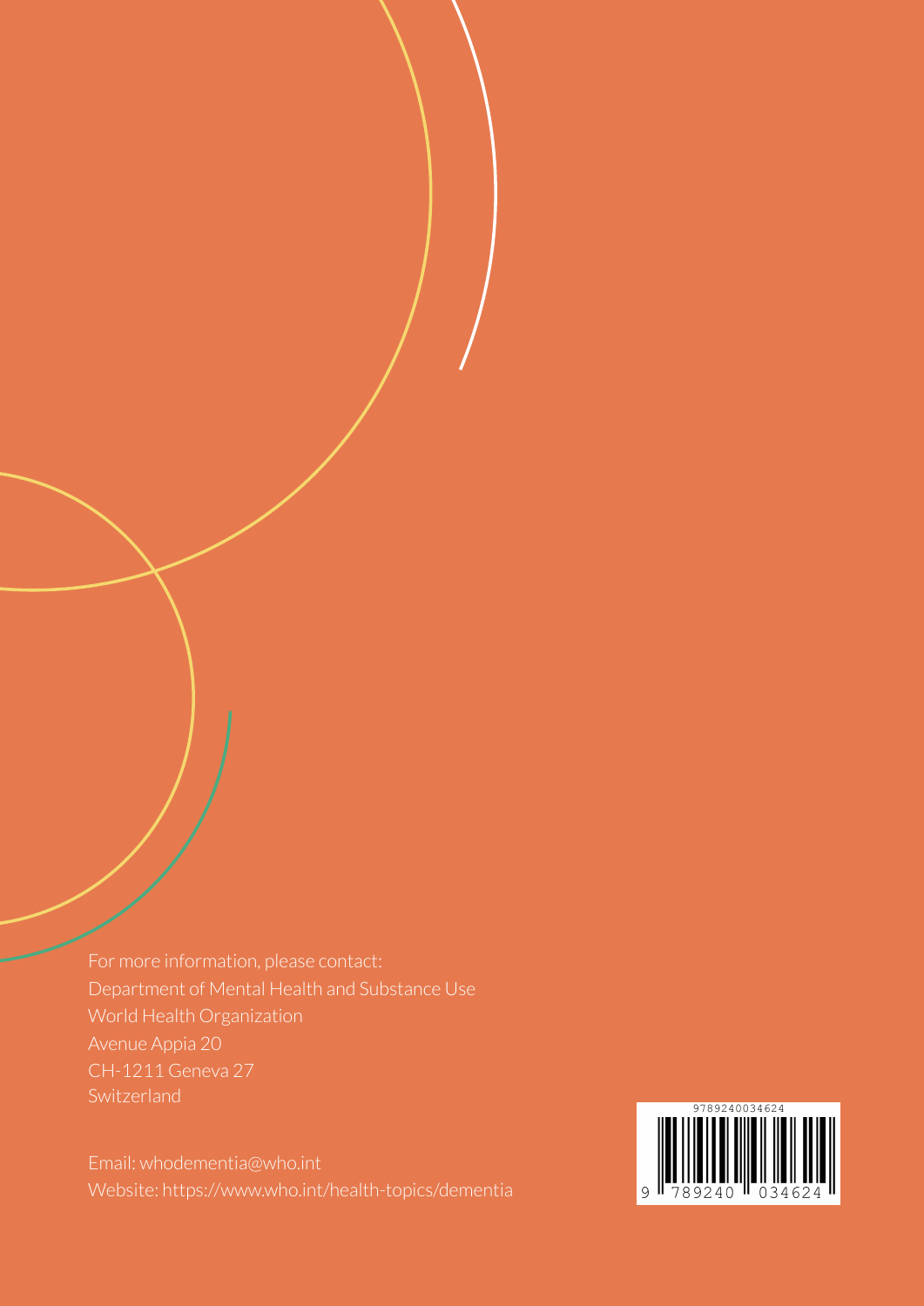For more information, please contact:
Department of Mental Health and Substance Use
World Health Organization
Avenue Appia 20
CH-1211 Geneva 27
Switzerland

Email: whodementia@who.int
Website: https://www.who.int/health-topics/dementia

9789240034624